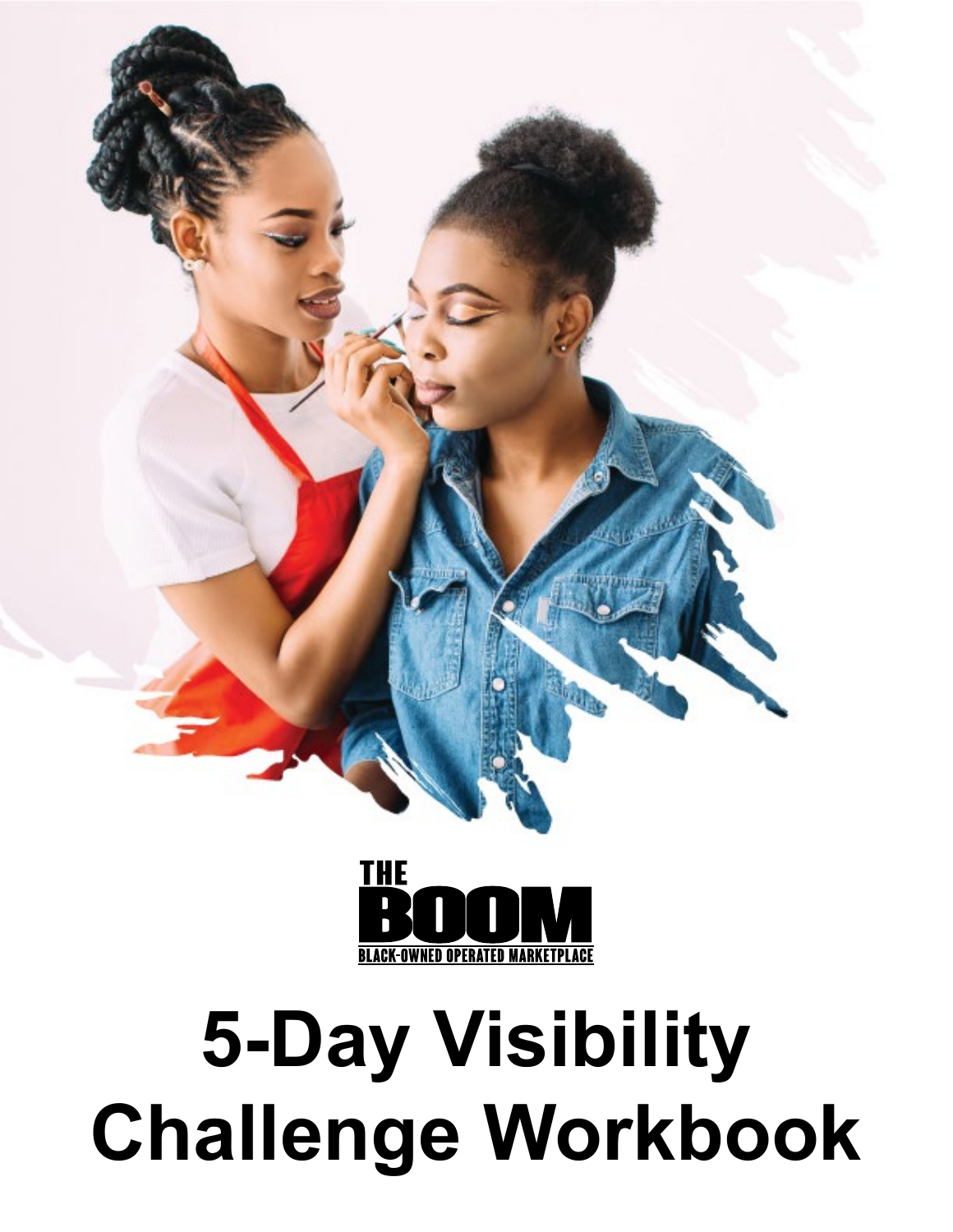THE

BOOM

BLACK-OWNED OPERATED MARKETPLACE

# 5-Day Visibility Challenge Workbook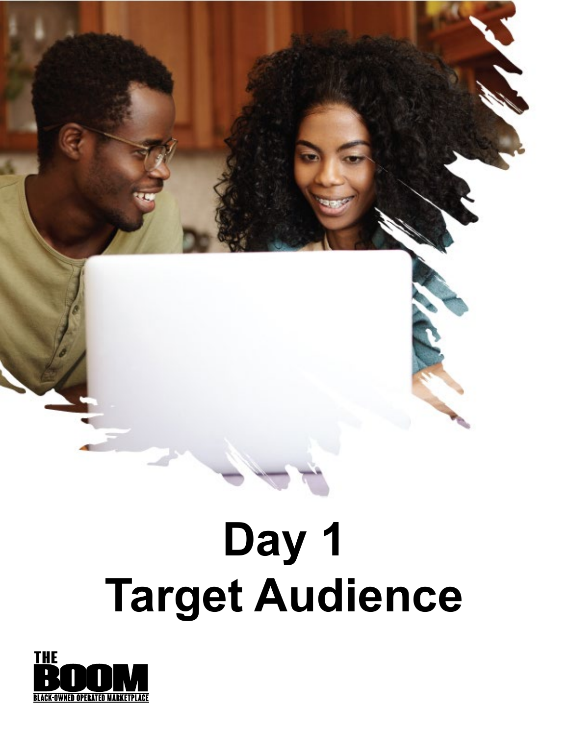# Day 1
# Target Audience

THE BOOM
BLACK-OWNED OPERATED MARKETPLACE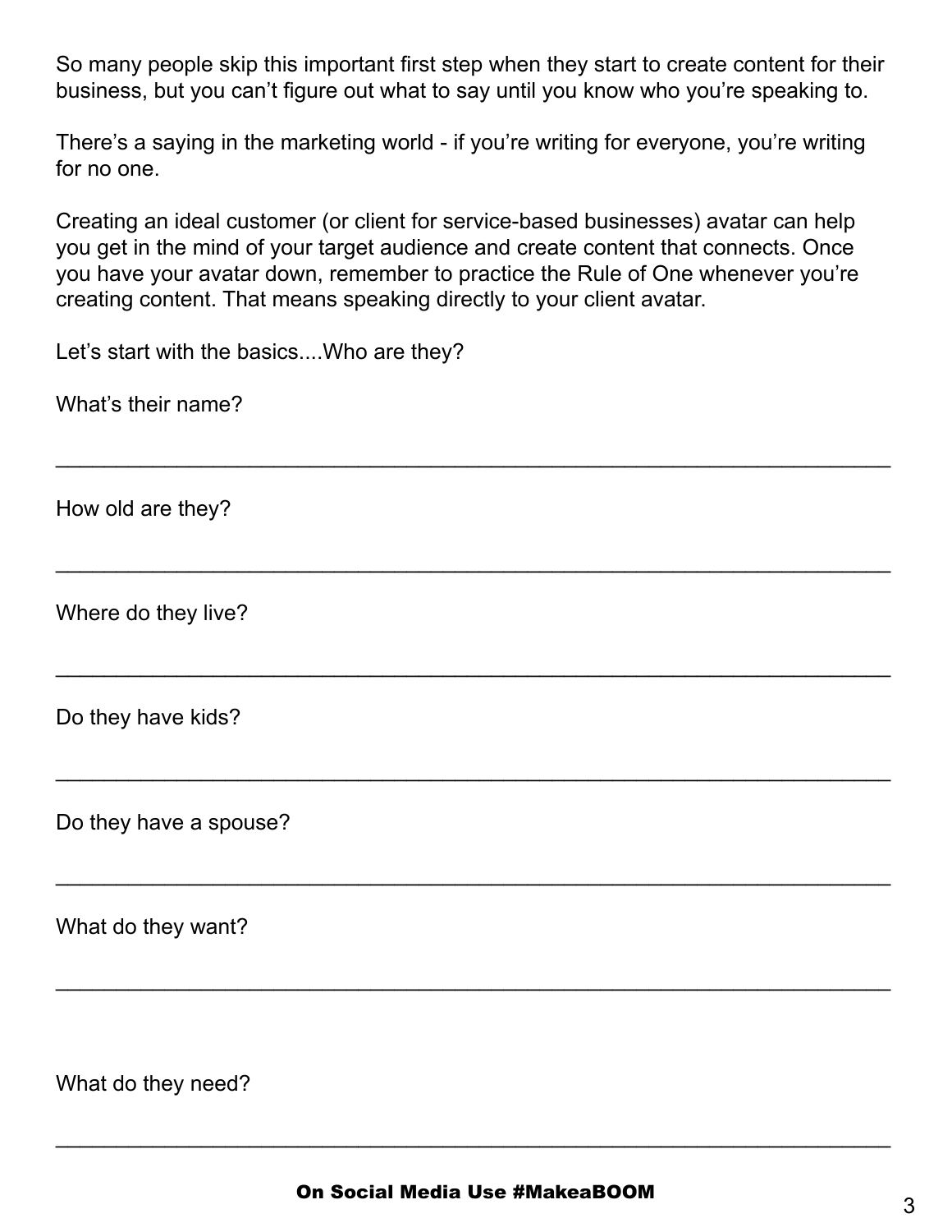So many people skip this important first step when they start to create content for their business, but you can't figure out what to say until you know who you're speaking to.

There's a saying in the marketing world - if you're writing for everyone, you're writing for no one.

Creating an ideal customer (or client for service-based businesses) avatar can help you get in the mind of your target audience and create content that connects. Once you have your avatar down, remember to practice the Rule of One whenever you're creating content. That means speaking directly to your client avatar.

Let's start with the basics....Who are they?

What's their name?

_______________________________________________________________

How old are they?

_______________________________________________________________

Where do they live?

_______________________________________________________________

Do they have kids?

_______________________________________________________________

Do they have a spouse?

_______________________________________________________________

What do they want?

_______________________________________________________________

What do they need?

_______________________________________________________________

**On Social Media Use #MakeaBOOM**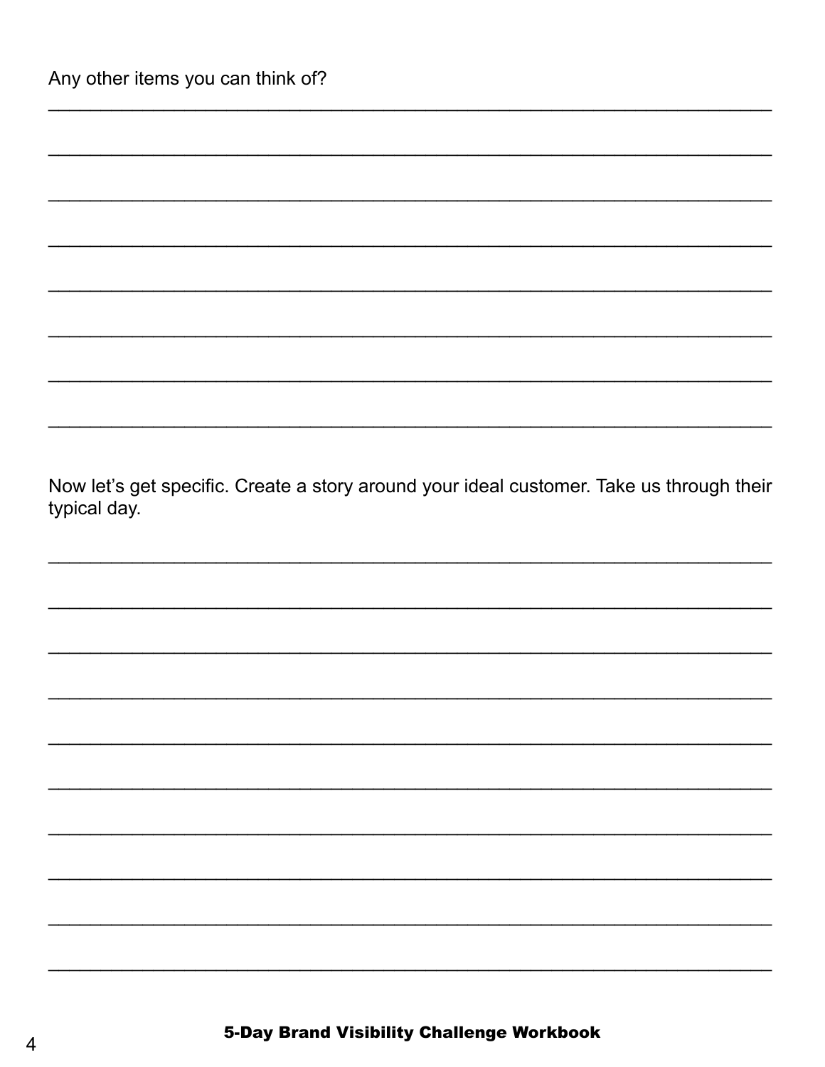Any other items you can think of?

________________________________________________________________________

________________________________________________________________________

________________________________________________________________________

________________________________________________________________________

________________________________________________________________________

________________________________________________________________________

________________________________________________________________________

________________________________________________________________________

Now let's get specific. Create a story around your ideal customer. Take us through their typical day.

________________________________________________________________________

________________________________________________________________________

________________________________________________________________________

________________________________________________________________________

________________________________________________________________________

________________________________________________________________________

________________________________________________________________________

________________________________________________________________________

________________________________________________________________________

________________________________________________________________________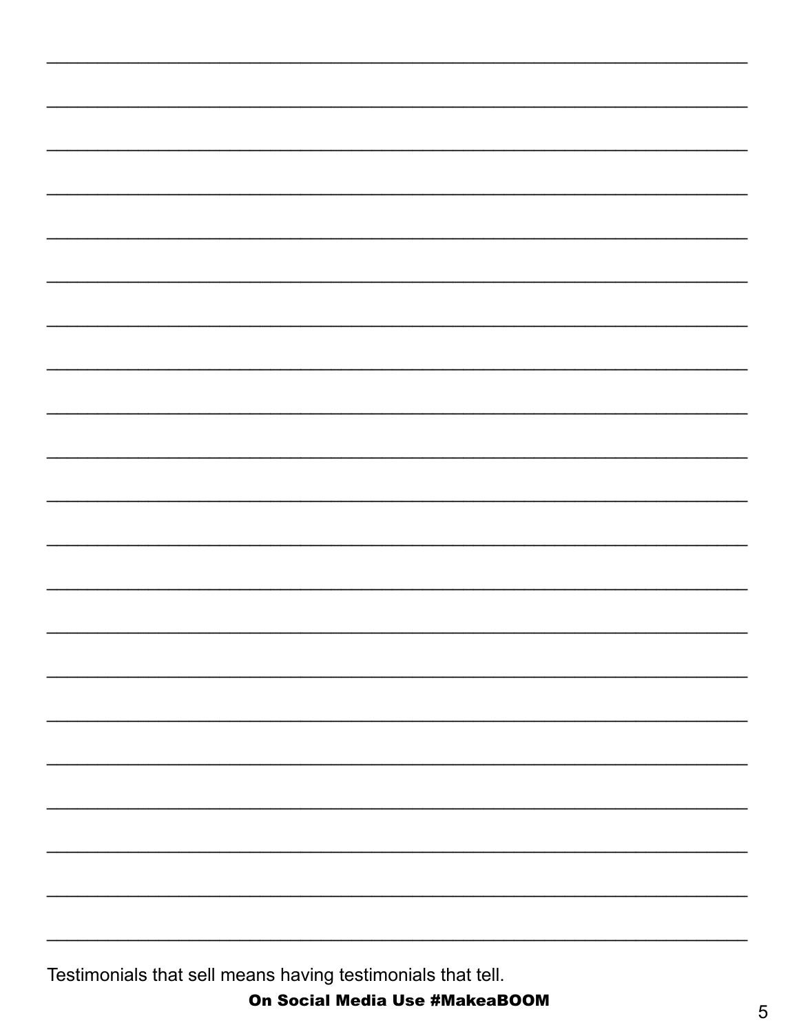Testimonials that sell means having testimonials that tell.

**On Social Media Use #MakeaBOOM**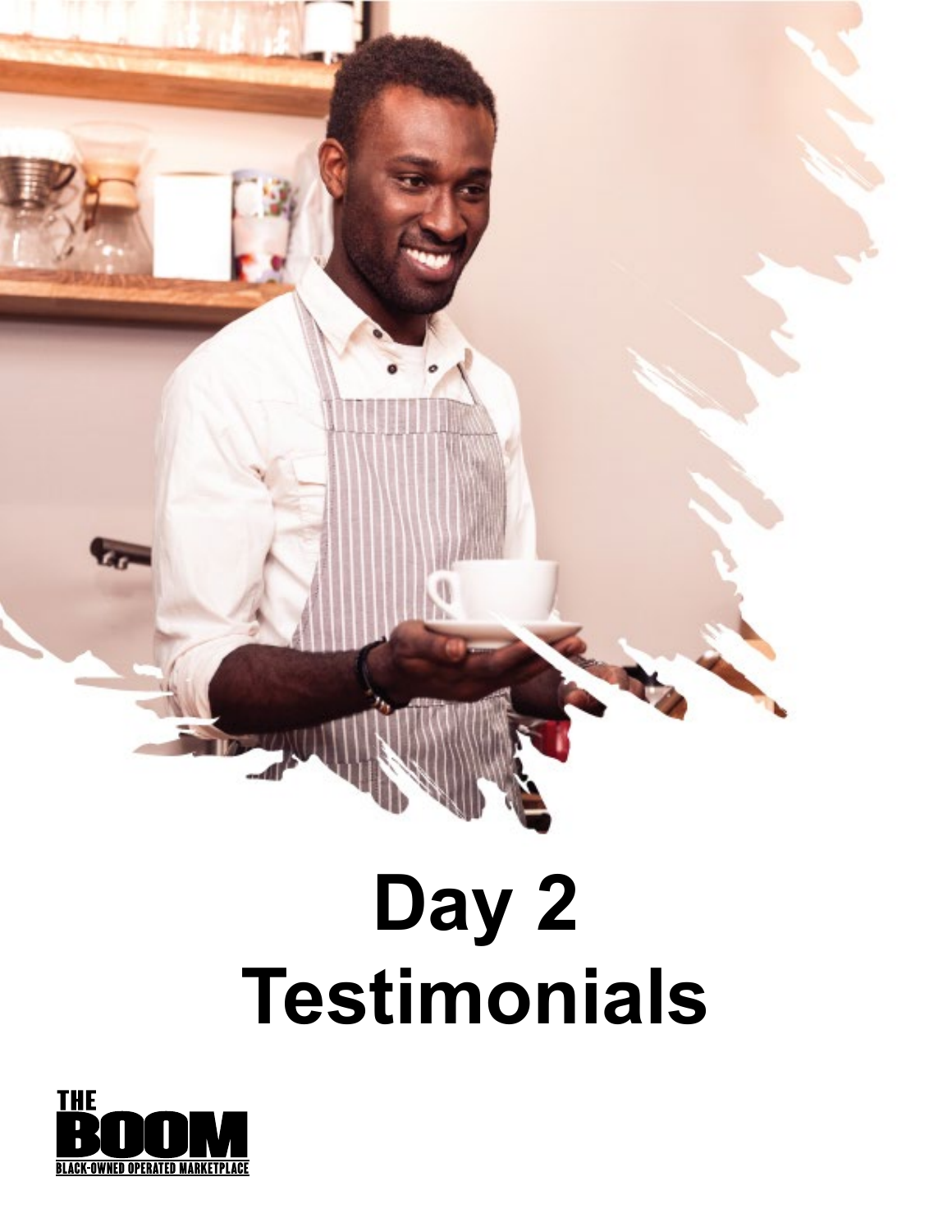# Day 2 Testimonials

THE BOOM

BLACK-OWNED OPERATED MARKETPLACE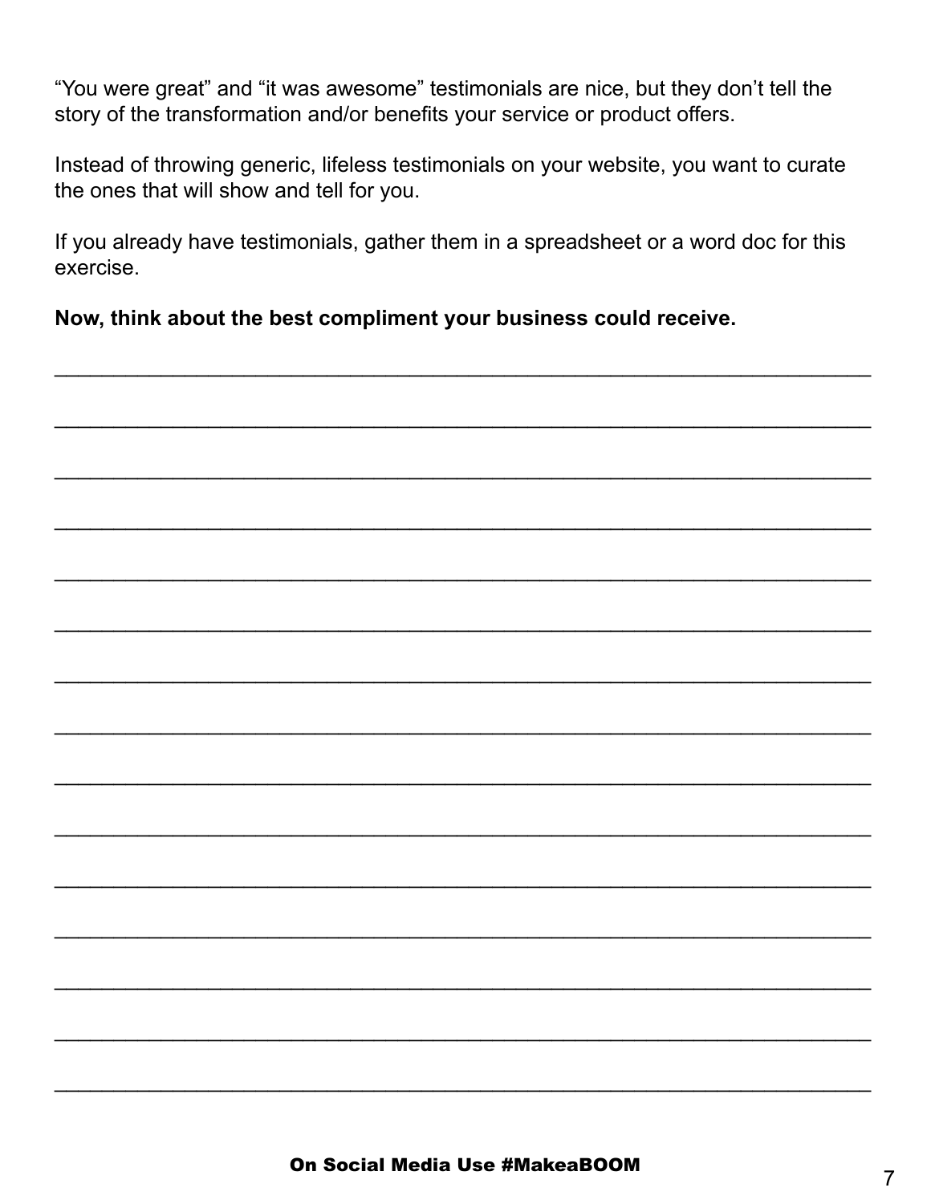"You were great" and "it was awesome" testimonials are nice, but they don't tell the story of the transformation and/or benefits your service or product offers.

Instead of throwing generic, lifeless testimonials on your website, you want to curate the ones that will show and tell for you.

If you already have testimonials, gather them in a spreadsheet or a word doc for this exercise.

**Now, think about the best compliment your business could receive.**

______________________________________________________________________

______________________________________________________________________

______________________________________________________________________

______________________________________________________________________

______________________________________________________________________

______________________________________________________________________

______________________________________________________________________

______________________________________________________________________

______________________________________________________________________

______________________________________________________________________

______________________________________________________________________

______________________________________________________________________

______________________________________________________________________

______________________________________________________________________

______________________________________________________________________

**On Social Media Use #MakeaBOOM**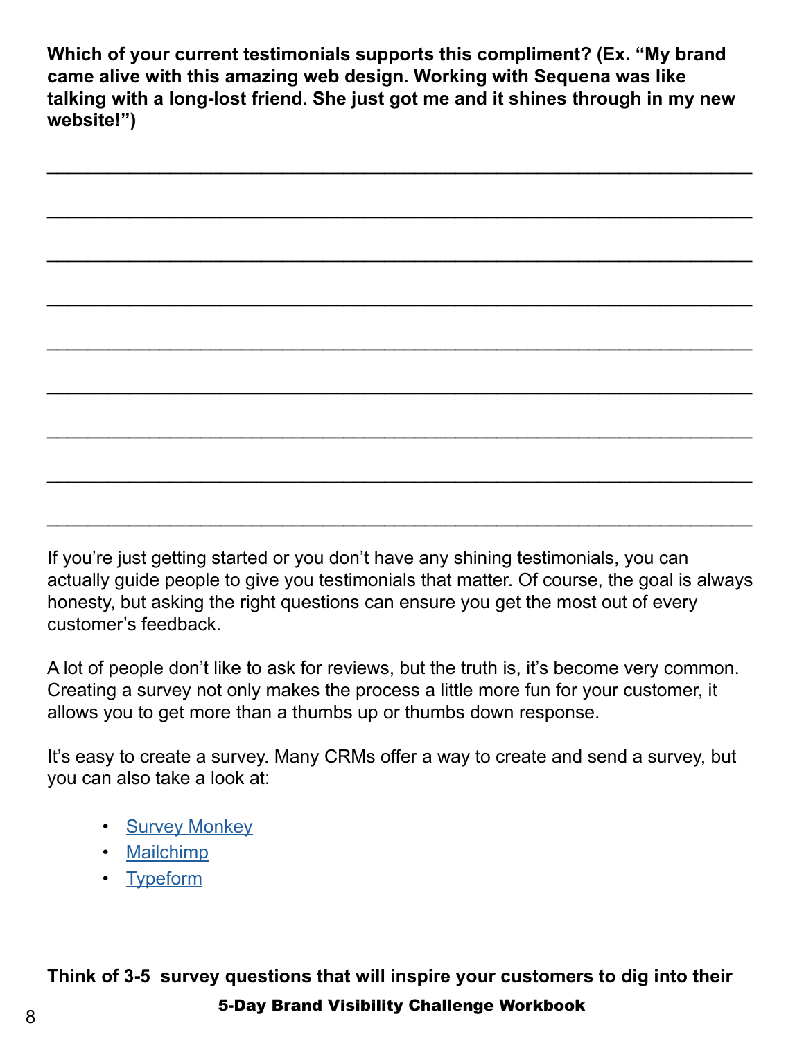**Which of your current testimonials supports this compliment? (Ex. "My brand came alive with this amazing web design. Working with Sequena was like talking with a long-lost friend. She just got me and it shines through in my new website!")**

___________________________________________________________________

___________________________________________________________________

___________________________________________________________________

___________________________________________________________________

___________________________________________________________________

___________________________________________________________________

___________________________________________________________________

___________________________________________________________________

___________________________________________________________________

If you're just getting started or you don't have any shining testimonials, you can actually guide people to give you testimonials that matter. Of course, the goal is always honesty, but asking the right questions can ensure you get the most out of every customer's feedback.

A lot of people don't like to ask for reviews, but the truth is, it's become very common. Creating a survey not only makes the process a little more fun for your customer, it allows you to get more than a thumbs up or thumbs down response.

It's easy to create a survey. Many CRMs offer a way to create and send a survey, but you can also take a look at:

- Survey Monkey
- Mailchimp
- Typeform

**Think of 3-5 survey questions that will inspire your customers to dig into their**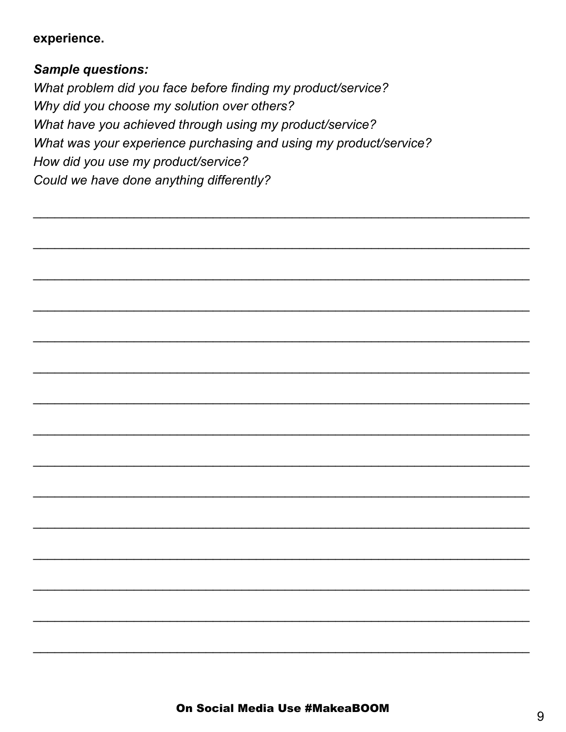**experience.**

***Sample questions:***

*What problem did you face before finding my product/service?*
*Why did you choose my solution over others?*
*What have you achieved through using my product/service?*
*What was your experience purchasing and using my product/service?*
*How did you use my product/service?*
*Could we have done anything differently?*

___________________________________________________________________

___________________________________________________________________

___________________________________________________________________

___________________________________________________________________

___________________________________________________________________

___________________________________________________________________

___________________________________________________________________

___________________________________________________________________

___________________________________________________________________

___________________________________________________________________

___________________________________________________________________

___________________________________________________________________

___________________________________________________________________

___________________________________________________________________

___________________________________________________________________

**On Social Media Use #MakeaBOOM**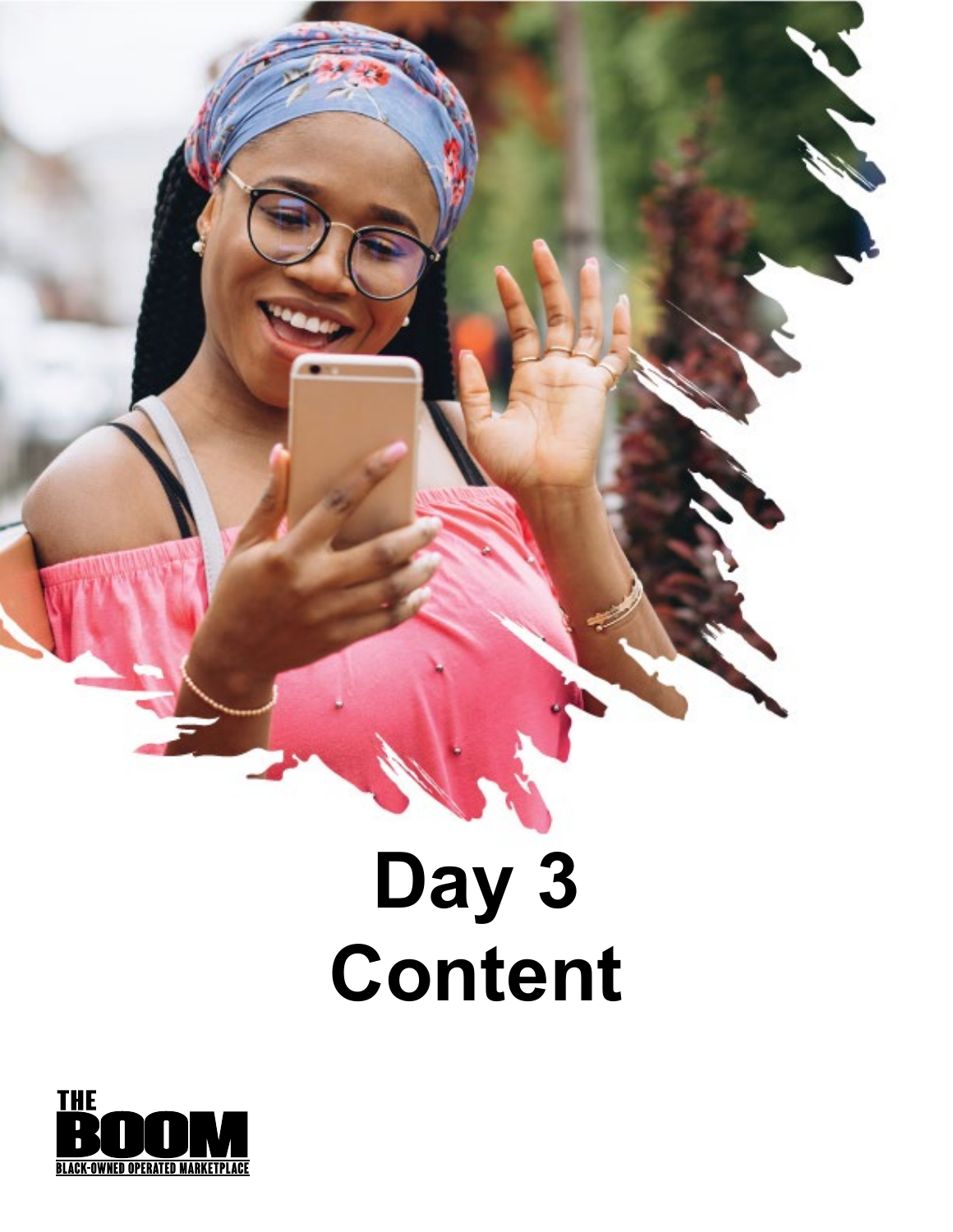# Day 3
# Content

THE BOOM
BLACK-OWNED OPERATED MARKETPLACE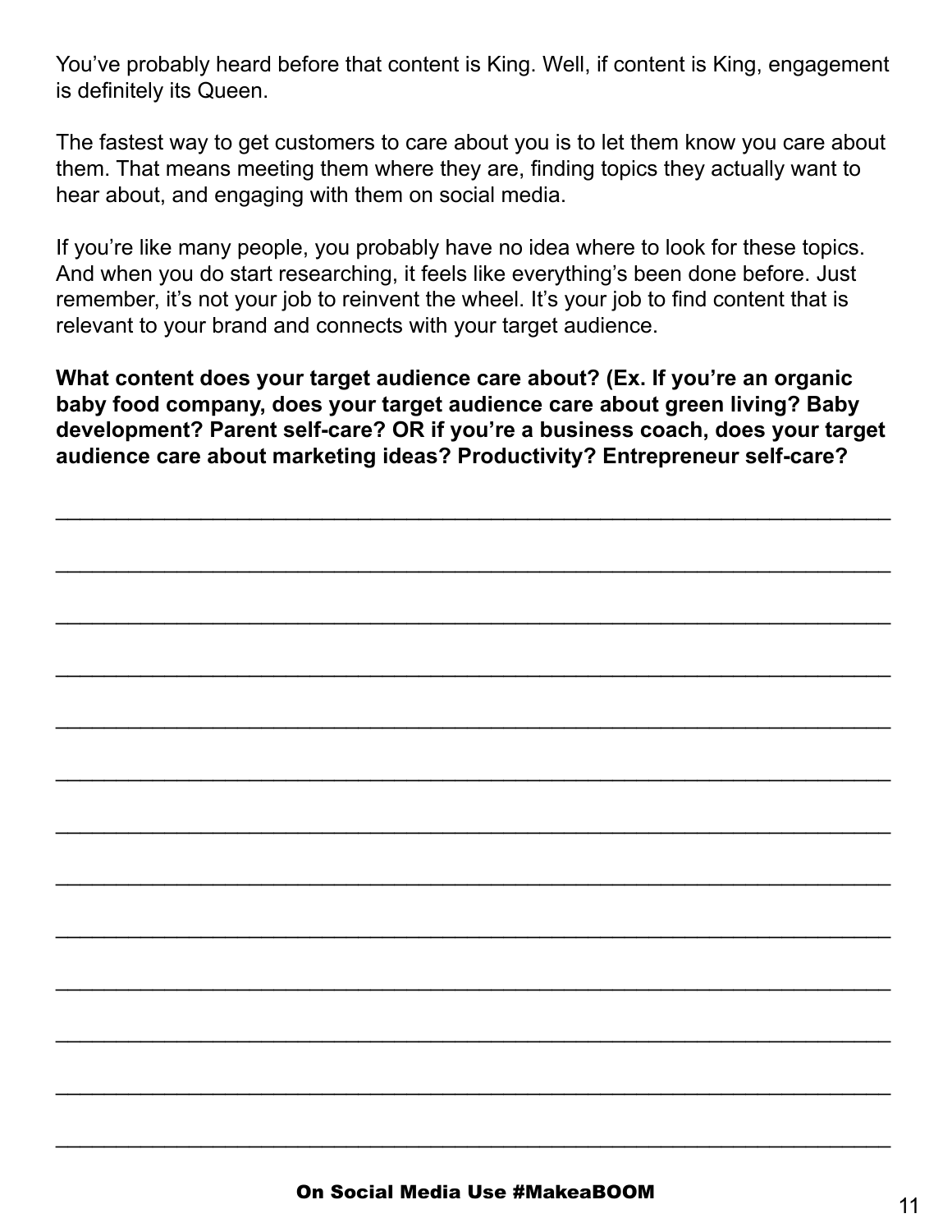You've probably heard before that content is King. Well, if content is King, engagement is definitely its Queen.

The fastest way to get customers to care about you is to let them know you care about them. That means meeting them where they are, finding topics they actually want to hear about, and engaging with them on social media.

If you're like many people, you probably have no idea where to look for these topics. And when you do start researching, it feels like everything's been done before. Just remember, it's not your job to reinvent the wheel. It's your job to find content that is relevant to your brand and connects with your target audience.

**What content does your target audience care about? (Ex. If you're an organic baby food company, does your target audience care about green living? Baby development? Parent self-care? OR if you're a business coach, does your target audience care about marketing ideas? Productivity? Entrepreneur self-care?**

\_\_\_\_\_\_\_\_\_\_\_\_\_\_\_\_\_\_\_\_\_\_\_\_\_\_\_\_\_\_\_\_\_\_\_\_\_\_\_\_\_\_\_\_\_\_\_\_\_\_\_\_\_\_\_\_\_\_\_\_\_\_\_\_

\_\_\_\_\_\_\_\_\_\_\_\_\_\_\_\_\_\_\_\_\_\_\_\_\_\_\_\_\_\_\_\_\_\_\_\_\_\_\_\_\_\_\_\_\_\_\_\_\_\_\_\_\_\_\_\_\_\_\_\_\_\_\_\_

\_\_\_\_\_\_\_\_\_\_\_\_\_\_\_\_\_\_\_\_\_\_\_\_\_\_\_\_\_\_\_\_\_\_\_\_\_\_\_\_\_\_\_\_\_\_\_\_\_\_\_\_\_\_\_\_\_\_\_\_\_\_\_\_

\_\_\_\_\_\_\_\_\_\_\_\_\_\_\_\_\_\_\_\_\_\_\_\_\_\_\_\_\_\_\_\_\_\_\_\_\_\_\_\_\_\_\_\_\_\_\_\_\_\_\_\_\_\_\_\_\_\_\_\_\_\_\_\_

\_\_\_\_\_\_\_\_\_\_\_\_\_\_\_\_\_\_\_\_\_\_\_\_\_\_\_\_\_\_\_\_\_\_\_\_\_\_\_\_\_\_\_\_\_\_\_\_\_\_\_\_\_\_\_\_\_\_\_\_\_\_\_\_

\_\_\_\_\_\_\_\_\_\_\_\_\_\_\_\_\_\_\_\_\_\_\_\_\_\_\_\_\_\_\_\_\_\_\_\_\_\_\_\_\_\_\_\_\_\_\_\_\_\_\_\_\_\_\_\_\_\_\_\_\_\_\_\_

\_\_\_\_\_\_\_\_\_\_\_\_\_\_\_\_\_\_\_\_\_\_\_\_\_\_\_\_\_\_\_\_\_\_\_\_\_\_\_\_\_\_\_\_\_\_\_\_\_\_\_\_\_\_\_\_\_\_\_\_\_\_\_\_

\_\_\_\_\_\_\_\_\_\_\_\_\_\_\_\_\_\_\_\_\_\_\_\_\_\_\_\_\_\_\_\_\_\_\_\_\_\_\_\_\_\_\_\_\_\_\_\_\_\_\_\_\_\_\_\_\_\_\_\_\_\_\_\_

\_\_\_\_\_\_\_\_\_\_\_\_\_\_\_\_\_\_\_\_\_\_\_\_\_\_\_\_\_\_\_\_\_\_\_\_\_\_\_\_\_\_\_\_\_\_\_\_\_\_\_\_\_\_\_\_\_\_\_\_\_\_\_\_

\_\_\_\_\_\_\_\_\_\_\_\_\_\_\_\_\_\_\_\_\_\_\_\_\_\_\_\_\_\_\_\_\_\_\_\_\_\_\_\_\_\_\_\_\_\_\_\_\_\_\_\_\_\_\_\_\_\_\_\_\_\_\_\_

\_\_\_\_\_\_\_\_\_\_\_\_\_\_\_\_\_\_\_\_\_\_\_\_\_\_\_\_\_\_\_\_\_\_\_\_\_\_\_\_\_\_\_\_\_\_\_\_\_\_\_\_\_\_\_\_\_\_\_\_\_\_\_\_

\_\_\_\_\_\_\_\_\_\_\_\_\_\_\_\_\_\_\_\_\_\_\_\_\_\_\_\_\_\_\_\_\_\_\_\_\_\_\_\_\_\_\_\_\_\_\_\_\_\_\_\_\_\_\_\_\_\_\_\_\_\_\_\_

\_\_\_\_\_\_\_\_\_\_\_\_\_\_\_\_\_\_\_\_\_\_\_\_\_\_\_\_\_\_\_\_\_\_\_\_\_\_\_\_\_\_\_\_\_\_\_\_\_\_\_\_\_\_\_\_\_\_\_\_\_\_\_\_

**On Social Media Use #MakeaBOOM**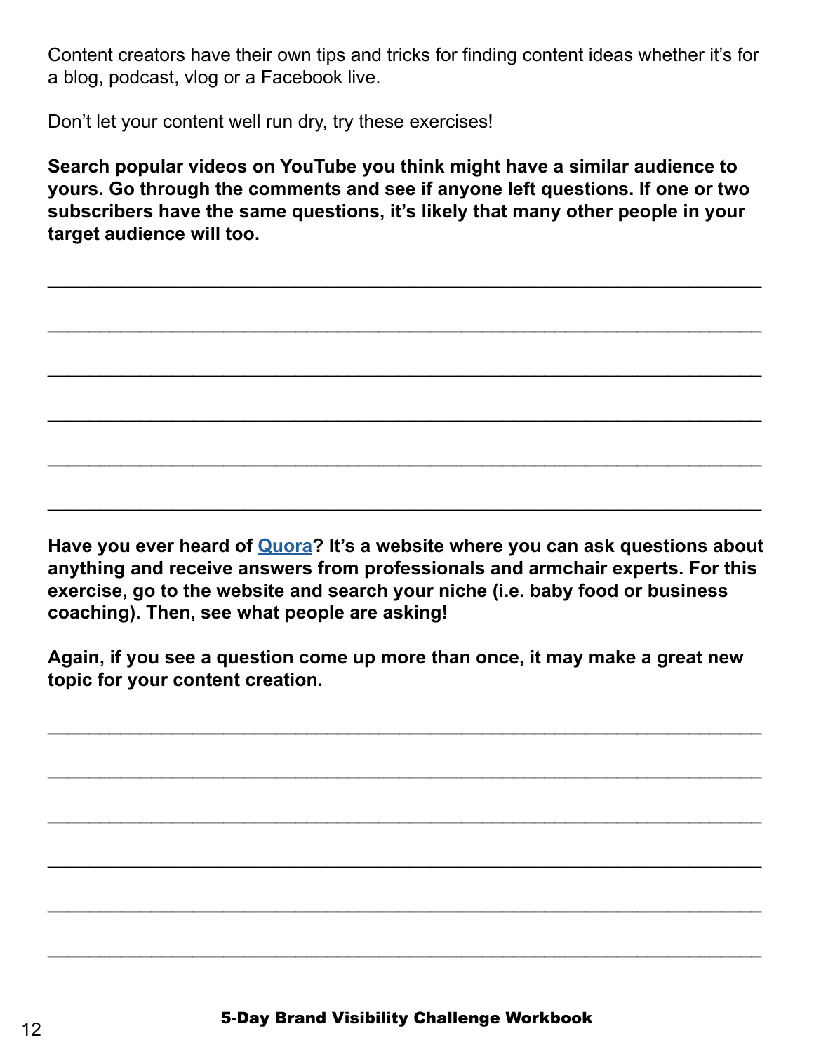Content creators have their own tips and tricks for finding content ideas whether it's for a blog, podcast, vlog or a Facebook live.

Don't let your content well run dry, try these exercises!

**Search popular videos on YouTube you think might have a similar audience to yours. Go through the comments and see if anyone left questions. If one or two subscribers have the same questions, it's likely that many other people in your target audience will too.**

______________________________________________________________________

______________________________________________________________________

______________________________________________________________________

______________________________________________________________________

______________________________________________________________________

______________________________________________________________________

**Have you ever heard of Quora? It's a website where you can ask questions about anything and receive answers from professionals and armchair experts. For this exercise, go to the website and search your niche (i.e. baby food or business coaching). Then, see what people are asking!**

**Again, if you see a question come up more than once, it may make a great new topic for your content creation.**

______________________________________________________________________

______________________________________________________________________

______________________________________________________________________

______________________________________________________________________

______________________________________________________________________

______________________________________________________________________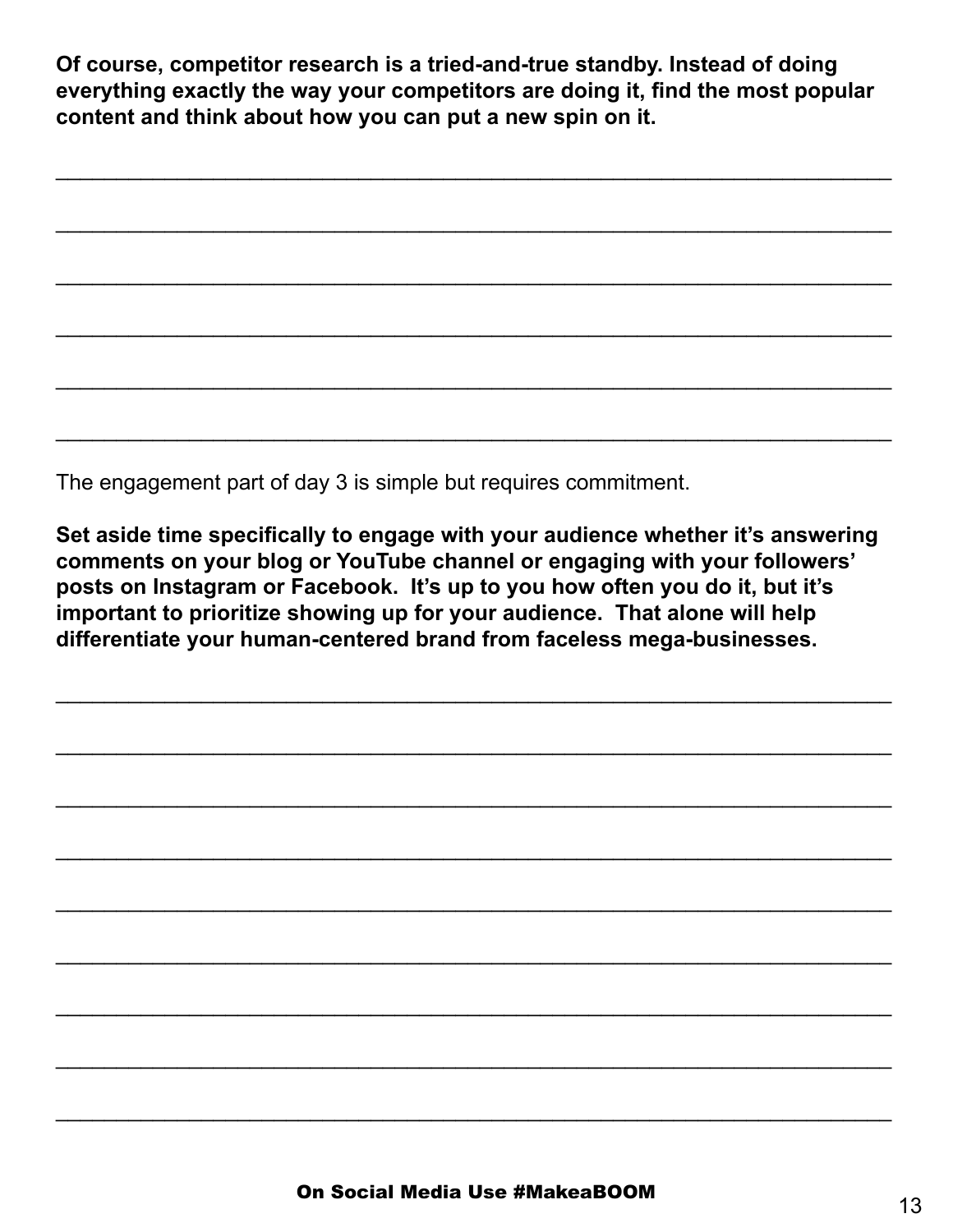**Of course, competitor research is a tried-and-true standby. Instead of doing everything exactly the way your competitors are doing it, find the most popular content and think about how you can put a new spin on it.**

______________________________________________________________________

______________________________________________________________________

______________________________________________________________________

______________________________________________________________________

______________________________________________________________________

______________________________________________________________________

The engagement part of day 3 is simple but requires commitment.

**Set aside time specifically to engage with your audience whether it's answering comments on your blog or YouTube channel or engaging with your followers' posts on Instagram or Facebook. It's up to you how often you do it, but it's important to prioritize showing up for your audience. That alone will help differentiate your human-centered brand from faceless mega-businesses.**

______________________________________________________________________

______________________________________________________________________

______________________________________________________________________

______________________________________________________________________

______________________________________________________________________

______________________________________________________________________

______________________________________________________________________

______________________________________________________________________

______________________________________________________________________

**On Social Media Use #MakeaBOOM**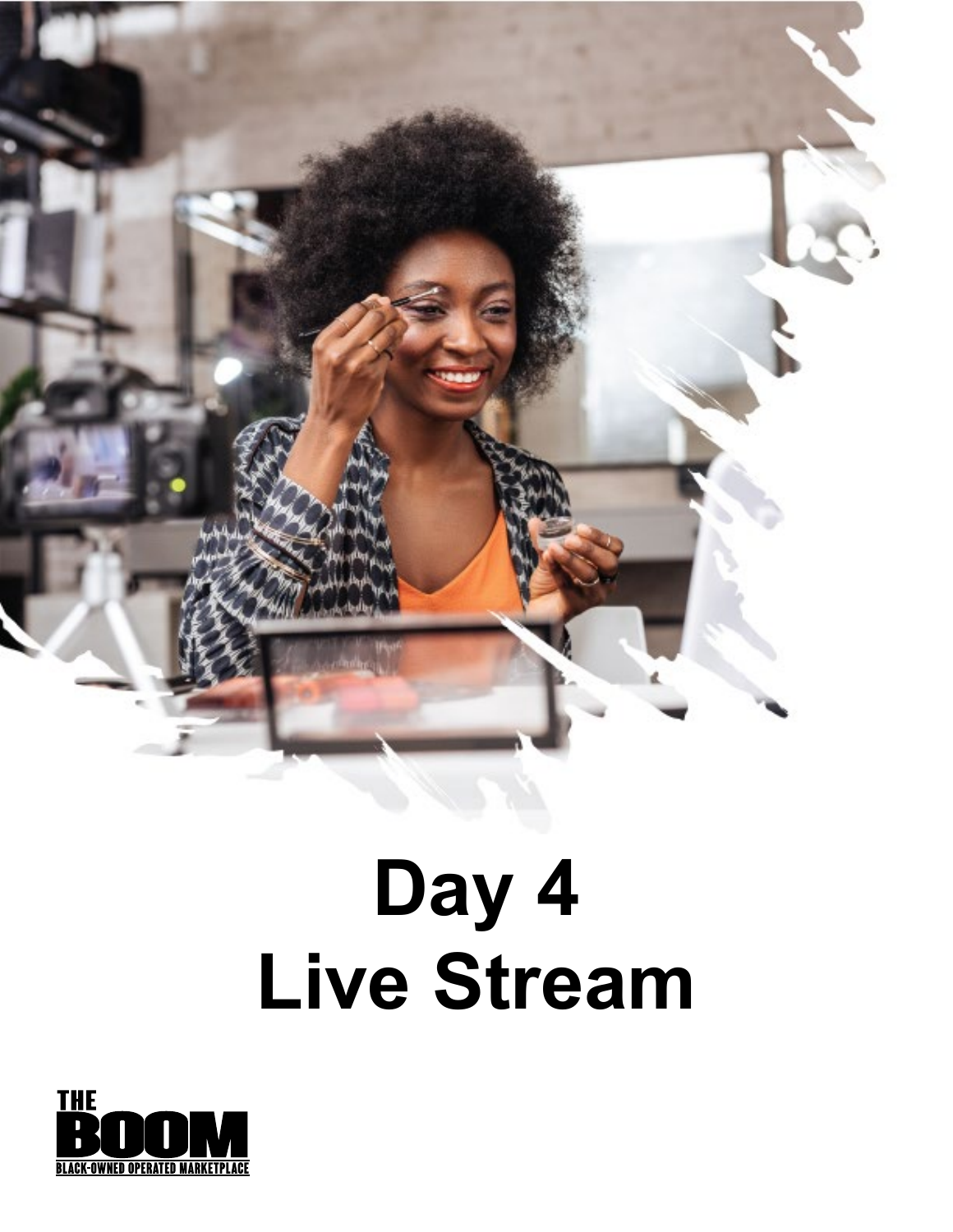# Day 4
# Live Stream

THE BOOM
BLACK-OWNED OPERATED MARKETPLACE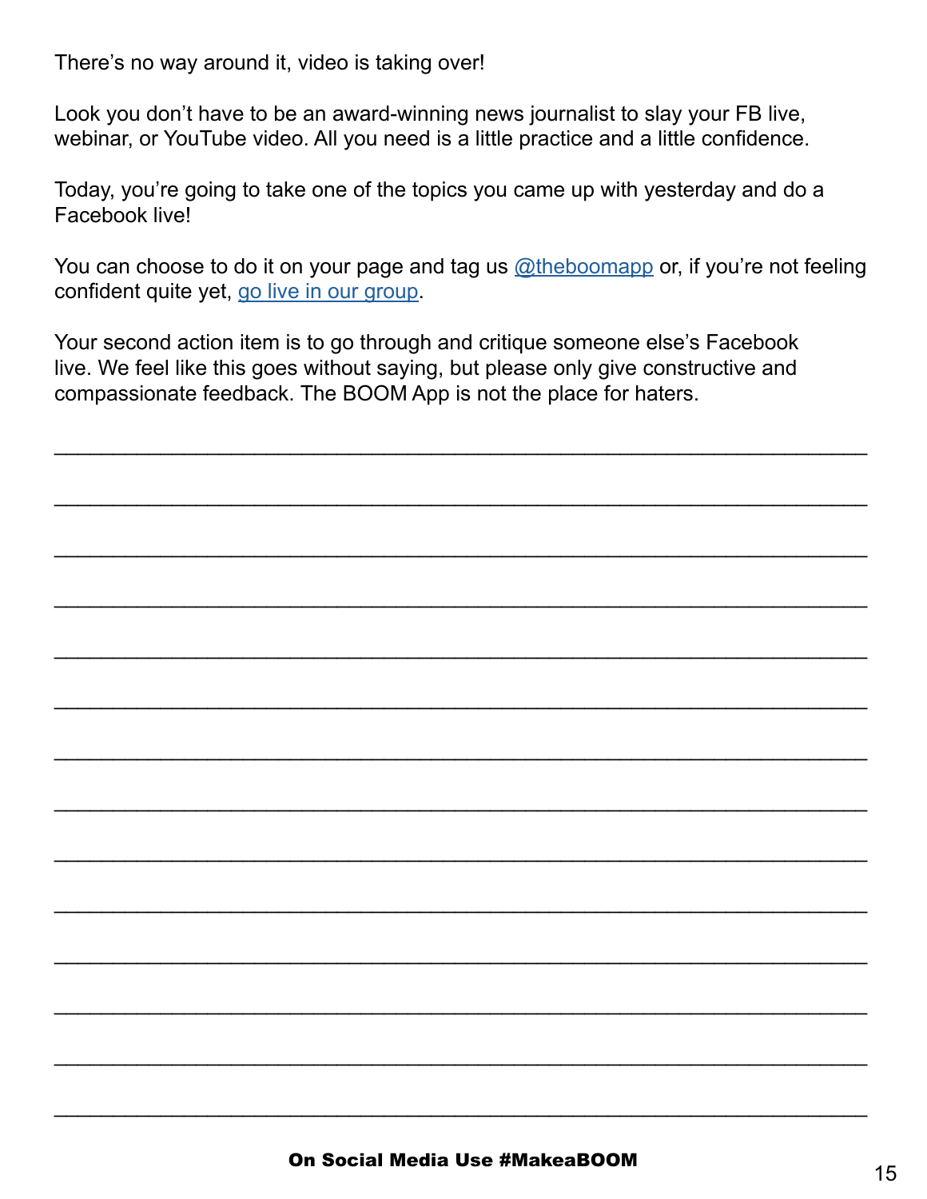There's no way around it, video is taking over!

Look you don't have to be an award-winning news journalist to slay your FB live, webinar, or YouTube video. All you need is a little practice and a little confidence.

Today, you're going to take one of the topics you came up with yesterday and do a Facebook live!

You can choose to do it on your page and tag us @theboomapp or, if you're not feeling confident quite yet, go live in our group.

Your second action item is to go through and critique someone else's Facebook live. We feel like this goes without saying, but please only give constructive and compassionate feedback. The BOOM App is not the place for haters.

________________________________________________________________________

________________________________________________________________________

________________________________________________________________________

________________________________________________________________________

________________________________________________________________________

________________________________________________________________________

________________________________________________________________________

________________________________________________________________________

________________________________________________________________________

________________________________________________________________________

________________________________________________________________________

________________________________________________________________________

________________________________________________________________________

________________________________________________________________________

**On Social Media Use #MakeaBOOM**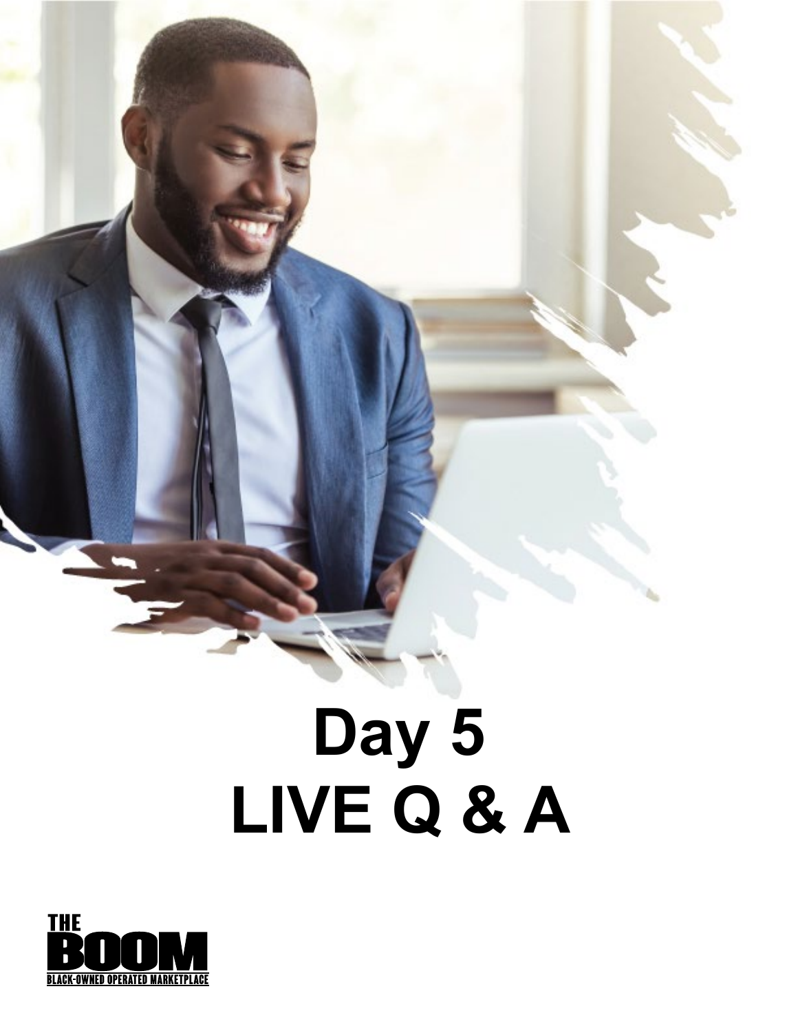# Day 5
# LIVE Q & A

THE BOOM
BLACK-OWNED OPERATED MARKETPLACE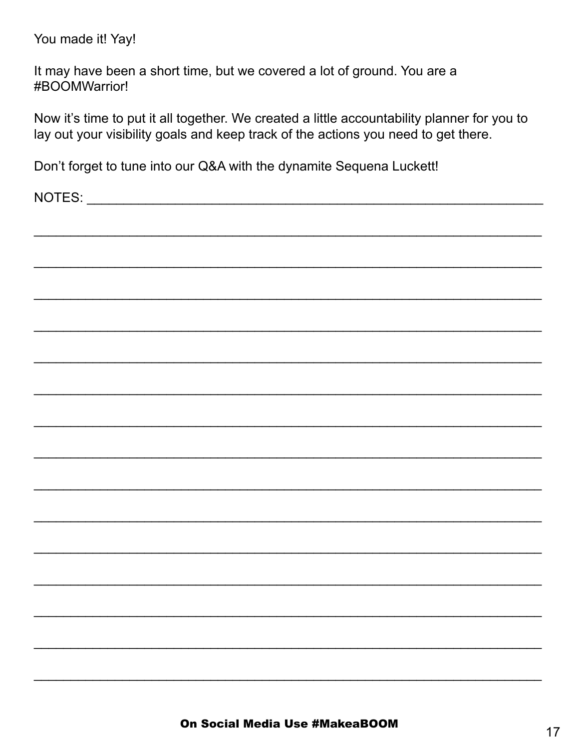You made it! Yay!

It may have been a short time, but we covered a lot of ground. You are a #BOOMWarrior!

Now it's time to put it all together. We created a little accountability planner for you to lay out your visibility goals and keep track of the actions you need to get there.

Don't forget to tune into our Q&A with the dynamite Sequena Luckett!

NOTES: ___________________________________________________________________

___________________________________________________________________________

___________________________________________________________________________

___________________________________________________________________________

___________________________________________________________________________

___________________________________________________________________________

___________________________________________________________________________

___________________________________________________________________________

___________________________________________________________________________

___________________________________________________________________________

___________________________________________________________________________

___________________________________________________________________________

___________________________________________________________________________

___________________________________________________________________________

___________________________________________________________________________

___________________________________________________________________________

**On Social Media Use #MakeaBOOM**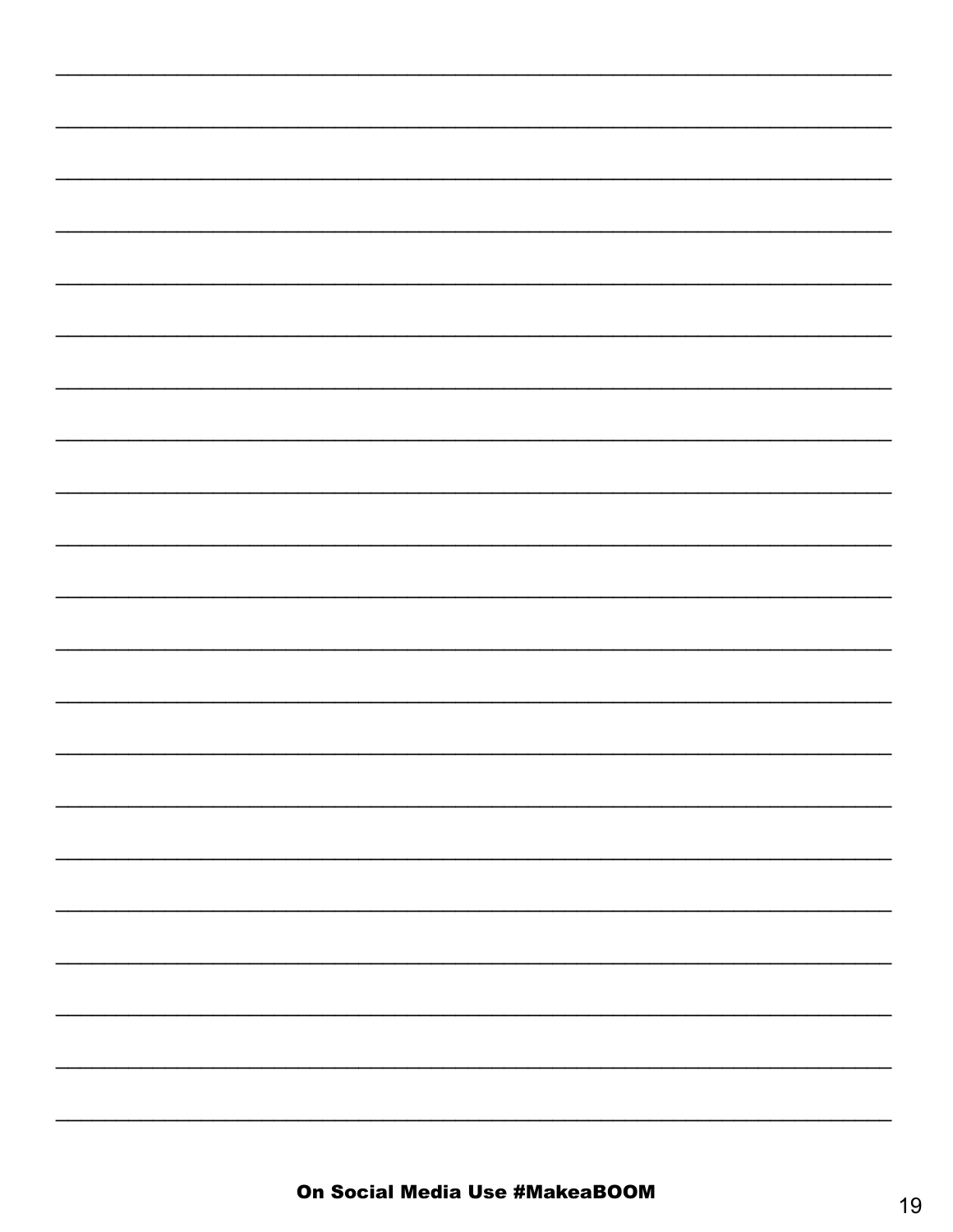On Social Media Use #MakeaBOOM